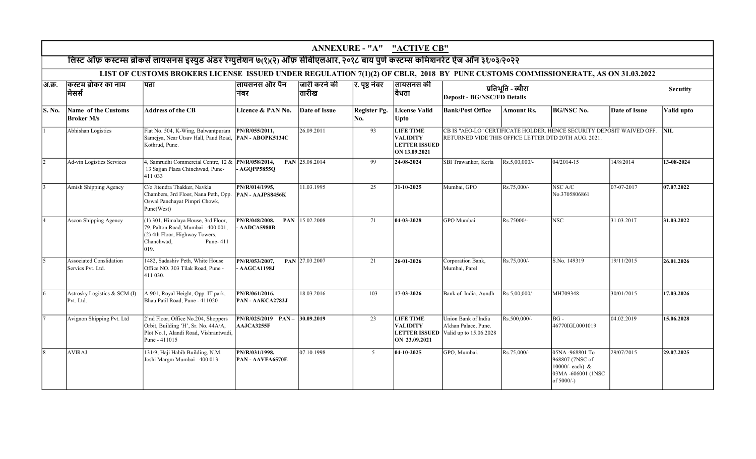## ANNEXURE - "A" "ACTIVE CB"

### लिस्ट ऑफ़ कस्टम्स ब्रोकर्स लायसनस इस्युड अंडर रेग्युलेशन ७(१)(२) ऑफ़ सीबीएलआर, २०१८ बाय पुणे कस्टम्स कमिशनरेट ऐज ऑन ३१/०३/२०२२

### LIST OF CUSTOMS BROKERS LICENSE ISSUED UNDER REGULATION 7(1)(2) OF CBLR, 2018 BY PUNE CUSTOMS COMMISSIONERATE, AS ON 31.03.2022

| अ.क्र. | कस्टम ब्रोकर का नाम मेसर्स | पता | लायसनस और पैन नंबर | जारी करने की तारीख | र. पृष्ठ नंबर | लायसनस की वैधता | प्रतिभूति - ब्यौरा Deposit - BG/NSC/FD Details | | | | Secutity |
|---|---|---|---|---|---|---|---|---|---|---|---|
| **S. No.** | **Name of the Customs Broker M/s** | **Address of the CB** | **Licence & PAN No.** | **Date of Issue** | **Register Pg. No.** | **License Valid Upto** | **Bank/Post Office** | **Amount Rs.** | **BG/NSC No.** | **Date of Issue** | **Valid upto** |
| 1 | Abhishan Logistics | Flat No. 504, K-Wing, Balwantpuram Samejya, Near Utsav Hall, Paud Road, Kothrud, Pune. | **PN/R/055/2011, PAN - ABOPK5134C** | 26.09.2011 | 93 | **LIFE TIME VALIDITY LETTER ISSUED ON 13.09.2021** | CB IS "AEO-LO" CERTIFICATE HOLDER. HENCE SECURITY DEPOSIT WAIVED OFF. RETURNED VIDE THIS OFFICE LETTER DTD 20TH AUG. 2021. | | | | **NIL** |
| 2 | Ad-vin Logistics Services | 4, Samrudhi Commercial Centre, 12 & 13 Sajjan Plaza Chinchwad, Pune-411 033 | **PN/R/058/2014, PAN - AGQPP5855Q** | 25.08.2014 | 99 | **24-08-2024** | SBI Trawankor, Kerla | Rs.5,00,000/- | 04/2014-15 | 14/8/2014 | **13-08-2024** |
| 3 | Amish Shipping Agency | C/o Jitendra Thakker, Navkla Chambers, 3rd Floor, Nana Peth, Opp. Oswal Panchayat Pimpri Chowk, Pune(West) | **PN/R/014/1995, PAN - AAJPS8456K** | 11.03.1995 | 25 | **31-10-2025** | Mumbai, GPO | Rs.75,000/- | NSC A/C No.3705806861 | 07-07-2017 | **07.07.2022** |
| 4 | Ascon Shipping Agency | (1) 301, Himalaya House, 3rd Floor, 79, Palton Road, Mumbai - 400 001, (2) 4th Floor, Highway Towers, Chanchwad, Pune- 411 019. | **PN/R/048/2008, PAN - AADCA5980B** | 15.02.2008 | 71 | **04-03-2028** | GPO Mumbai | Rs.75000/- | NSC | 31.03.2017 | **31.03.2022** |
| 5 | Associated Conslidation Servics Pvt. Ltd. | 1482, Sadashiv Peth, White House Office NO. 303 Tilak Road, Pune - 411 030. | **PN/R/053/2007, PAN - AAGCA1198J** | 27.03.2007 | 21 | **26-01-2026** | Corporation Bank, Mumbai, Parel | Rs.75,000/- | S.No. 149319 | 19/11/2015 | **26.01.2026** |
| 6 | Astrosky Logistics & SCM (I) Pvt. Ltd. | A-901, Royal Height, Opp. IT park, Bhau Patil Road, Pune - 411020 | **PN/R/061/2016, PAN - AAKCA2782J** | 18.03.2016 | 103 | **17-03-2026** | Bank of India, Aundh | Rs 5,00,000/- | MH709348 | 30/01/2015 | **17.03.2026** |
| 7 | Avignon Shipping Pvt. Ltd | 2'nd Floor, Office No.204, Shoppers Orbit, Building 'H', Sr. No. 44A/A, Plot No.1, Alandi Road, Vishrantwadi, Pune - 411015 | **PN/R/025/2019 PAN – AAJCA3255F** | **30.09.2019** | 23 | **LIFE TIME VALIDITY LETTER ISSUED ON 23.09.2021** | Union Bank of India A'khan Palace, Pune. Valid up to 15.06.2028 | Rs.500,000/- | BG - 46770IGL0001019 | 04.02.2019 | **15.06.2028** |
| 8 | AVIRAJ | 131/9, Haji Habib Building, N.M. Joshi Margm Mumbai - 400 013 | **PN/R/031/1998, PAN - AAVFA6570E** | 07.10.1998 | 5 | **04-10-2025** | GPO, Mumbai. | Rs.75,000/- | 05NA -968801 To 968807 (7NSC of 10000/- each) & 03MA -606001 (1NSC of 5000/-) | 29/07/2015 | **29.07.2025** |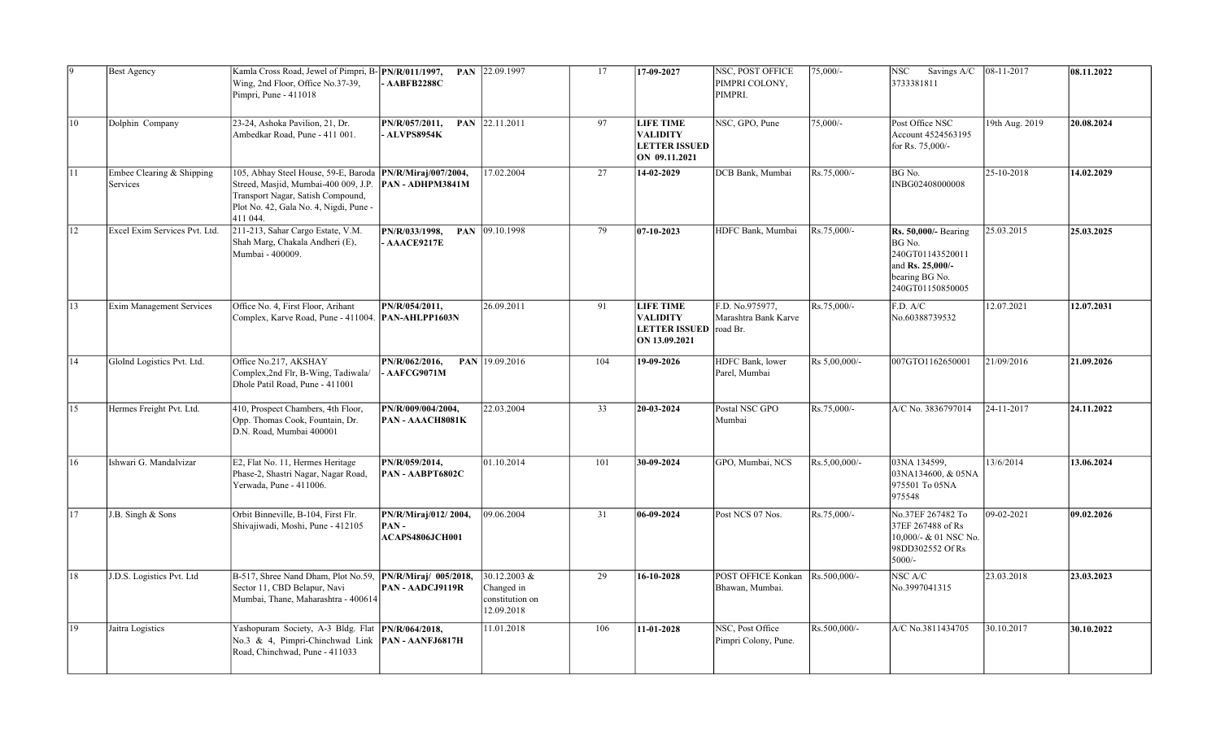| | | | | | | | | | | | |
|---|---|---|---|---|---|---|---|---|---|---|---|
| 9 | Best Agency | Kamla Cross Road, Jewel of Pimpri, B-Wing, 2nd Floor, Office No.37-39, Pimpri, Pune - 411018 | **PN/R/011/1997, PAN - AABFB2288C** | 22.09.1997 | 17 | **17-09-2027** | NSC, POST OFFICE PIMPRI COLONY, PIMPRI. | 75,000/- | NSC Savings A/C 3733381811 | 08-11-2017 | **08.11.2022** |
| 10 | Dolphin Company | 23-24, Ashoka Pavilion, 21, Dr. Ambedkar Road, Pune - 411 001. | **PN/R/057/2011, PAN - ALVPS8954K** | 22.11.2011 | 97 | **LIFE TIME VALIDITY LETTER ISSUED ON 09.11.2021** | NSC, GPO, Pune | 75,000/- | Post Office NSC Account 4524563195 for Rs. 75,000/- | 19th Aug. 2019 | **20.08.2024** |
| 11 | Embee Clearing & Shipping Services | 105, Abhay Steel House, 59-E, Baroda Streed, Masjid, Mumbai-400 009, J.P. Transport Nagar, Satish Compound, Plot No. 42, Gala No. 4, Nigdi, Pune - 411 044. | **PN/R/Miraj/007/2004, PAN - ADHPM3841M** | 17.02.2004 | 27 | **14-02-2029** | DCB Bank, Mumbai | Rs.75,000/- | BG No. INBG02408000008 | 25-10-2018 | **14.02.2029** |
| 12 | Excel Exim Services Pvt. Ltd. | 211-213, Sahar Cargo Estate, V.M. Shah Marg, Chakala Andheri (E), Mumbai - 400009. | **PN/R/033/1998, PAN - AAACE9217E** | 09.10.1998 | 79 | **07-10-2023** | HDFC Bank, Mumbai | Rs.75,000/- | **Rs. 50,000/-** Bearing BG No. 240GT01143520011 and **Rs. 25,000/-** bearing BG No. 240GT01150850005 | 25.03.2015 | **25.03.2025** |
| 13 | Exim Management Services | Office No. 4, First Floor, Arihant Complex, Karve Road, Pune - 411004. | **PN/R/054/2011, PAN-AHLPP1603N** | 26.09.2011 | 91 | **LIFE TIME VALIDITY LETTER ISSUED ON 13.09.2021** | F.D. No.975977, Marashtra Bank Karve road Br. | Rs.75,000/- | F.D. A/C No.60388739532 | 12.07.2021 | **12.07.2031** |
| 14 | GloInd Logistics Pvt. Ltd. | Office No.217, AKSHAY Complex,2nd Flr, B-Wing, Tadiwala/ Dhole Patil Road, Pune - 411001 | **PN/R/062/2016, PAN - AAFCG9071M** | 19.09.2016 | 104 | **19-09-2026** | HDFC Bank, lower Parel, Mumbai | Rs 5,00,000/- | 007GTO1162650001 | 21/09/2016 | **21.09.2026** |
| 15 | Hermes Freight Pvt. Ltd. | 410, Prospect Chambers, 4th Floor, Opp. Thomas Cook, Fountain, Dr. D.N. Road, Mumbai 400001 | **PN/R/009/004/2004, PAN - AAACH8081K** | 22.03.2004 | 33 | **20-03-2024** | Postal NSC GPO Mumbai | Rs.75,000/- | A/C No. 3836797014 | 24-11-2017 | **24.11.2022** |
| 16 | Ishwari G. Mandalvizar | E2, Flat No. 11, Hermes Heritage Phase-2, Shastri Nagar, Nagar Road, Yerwada, Pune - 411006. | **PN/R/059/2014, PAN - AABPT6802C** | 01.10.2014 | 101 | **30-09-2024** | GPO, Mumbai, NCS | Rs.5,00,000/- | 03NA 134599, 03NA134600, & 05NA 975501 To 05NA 975548 | 13/6/2014 | **13.06.2024** |
| 17 | J.B. Singh & Sons | Orbit Binneville, B-104, First Flr. Shivajiwadi, Moshi, Pune - 412105 | **PN/R/Miraj/012/ 2004, PAN - ACAPS4806JCH001** | 09.06.2004 | 31 | **06-09-2024** | Post NCS 07 Nos. | Rs.75,000/- | No.37EF 267482 To 37EF 267488 of Rs 10,000/- & 01 NSC No. 98DD302552 Of Rs 5000/- | 09-02-2021 | **09.02.2026** |
| 18 | J.D.S. Logistics Pvt. Ltd | B-517, Shree Nand Dham, Plot No.59, Sector 11, CBD Belapur, Navi Mumbai, Thane, Maharashtra - 400614 | **PN/R/Miraj/ 005/2018, PAN - AADCJ9119R** | 30.12.2003 & Changed in constitution on 12.09.2018 | 29 | **16-10-2028** | POST OFFICE Konkan Bhawan, Mumbai. | Rs.500,000/- | NSC A/C No.3997041315 | 23.03.2018 | **23.03.2023** |
| 19 | Jaitra Logistics | Yashopuram Society, A-3 Bldg. Flat No.3 & 4, Pimpri-Chinchwad Link Road, Chinchwad, Pune - 411033 | **PN/R/064/2018, PAN - AANFJ6817H** | 11.01.2018 | 106 | **11-01-2028** | NSC, Post Office Pimpri Colony, Pune. | Rs.500,000/- | A/C No.3811434705 | 30.10.2017 | **30.10.2022** |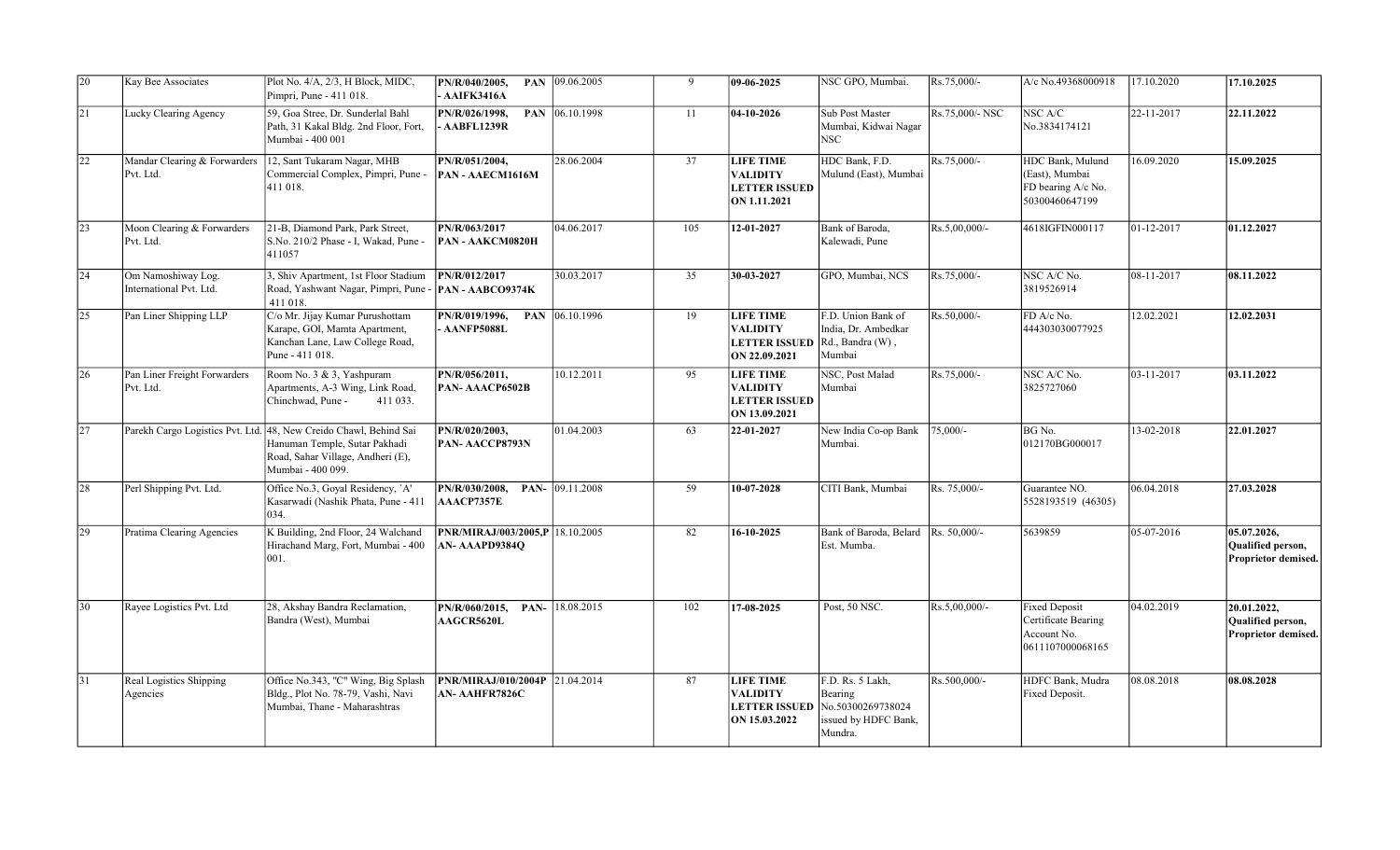| 20 | Kay Bee Associates | Plot No. 4/A, 2/3, H Block, MIDC, Pimpri, Pune - 411 018. | **PN/R/040/2005, PAN - AAIFK3416A** | 09.06.2005 | 9 | **09-06-2025** | NSC GPO, Mumbai. | Rs.75,000/- | A/c No.49368000918 | 17.10.2020 | **17.10.2025** |
|---|---|---|---|---|---|---|---|---|---|---|---|
| 21 | Lucky Clearing Agency | 59, Goa Stree, Dr. Sunderlal Bahl Path, 31 Kakal Bldg. 2nd Floor, Fort, Mumbai - 400 001 | **PN/R/026/1998, PAN - AABFL1239R** | 06.10.1998 | 11 | **04-10-2026** | Sub Post Master Mumbai, Kidwai Nagar NSC | Rs.75,000/- NSC | NSC A/C No.3834174121 | 22-11-2017 | **22.11.2022** |
| 22 | Mandar Clearing & Forwarders Pvt. Ltd. | 12, Sant Tukaram Nagar, MHB Commercial Complex, Pimpri, Pune - 411 018. | **PN/R/051/2004, PAN - AAECM1616M** | 28.06.2004 | 37 | **LIFE TIME VALIDITY LETTER ISSUED ON 1.11.2021** | HDC Bank, F.D. Mulund (East), Mumbai | Rs.75,000/- | HDC Bank, Mulund (East), Mumbai FD bearing A/c No. 50300460647199 | 16.09.2020 | **15.09.2025** |
| 23 | Moon Clearing & Forwarders Pvt. Ltd. | 21-B, Diamond Park, Park Street, S.No. 210/2 Phase - I, Wakad, Pune - 411057 | **PN/R/063/2017 PAN - AAKCM0820H** | 04.06.2017 | 105 | **12-01-2027** | Bank of Baroda, Kalewadi, Pune | Rs.5,00,000/- | 4618IGFIN000117 | 01-12-2017 | **01.12.2027** |
| 24 | Om Namoshiway Log. International Pvt. Ltd. | 3, Shiv Apartment, 1st Floor Stadium Road, Yashwant Nagar, Pimpri, Pune - 411 018. | **PN/R/012/2017 PAN - AABCO9374K** | 30.03.2017 | 35 | **30-03-2027** | GPO, Mumbai, NCS | Rs.75,000/- | NSC A/C No. 3819526914 | 08-11-2017 | **08.11.2022** |
| 25 | Pan Liner Shipping LLP | C/o Mr. Jijay Kumar Purushottam Karape, GOI, Mamta Apartment, Kanchan Lane, Law College Road, Pune - 411 018. | **PN/R/019/1996, PAN - AANFP5088L** | 06.10.1996 | 19 | **LIFE TIME VALIDITY LETTER ISSUED ON 22.09.2021** | F.D. Union Bank of India, Dr. Ambedkar Rd., Bandra (W), Mumbai | Rs.50,000/- | FD A/c No. 444303030077925 | 12.02.2021 | **12.02.2031** |
| 26 | Pan Liner Freight Forwarders Pvt. Ltd. | Room No. 3 & 3, Yashpuram Apartments, A-3 Wing, Link Road, Chinchwad, Pune - 411 033. | **PN/R/056/2011, PAN- AAACP6502B** | 10.12.2011 | 95 | **LIFE TIME VALIDITY LETTER ISSUED ON 13.09.2021** | NSC, Post Malad Mumbai | Rs.75,000/- | NSC A/C No. 3825727060 | 03-11-2017 | **03.11.2022** |
| 27 | Parekh Cargo Logistics Pvt. Ltd. | 48, New Creido Chawl, Behind Sai Hanuman Temple, Sutar Pakhadi Road, Sahar Village, Andheri (E), Mumbai - 400 099. | **PN/R/020/2003, PAN- AACCP8793N** | 01.04.2003 | 63 | **22-01-2027** | New India Co-op Bank Mumbai. | 75,000/- | BG No. 012170BG000017 | 13-02-2018 | **22.01.2027** |
| 28 | Perl Shipping Pvt. Ltd. | Office No.3, Goyal Residency, `A' Kasarwadi (Nashik Phata, Pune - 411 034. | **PN/R/030/2008, PAN- AAACP7357E** | 09.11.2008 | 59 | **10-07-2028** | CITI Bank, Mumbai | Rs. 75,000/- | Guarantee NO. 5528193519 (46305) | 06.04.2018 | **27.03.2028** |
| 29 | Pratima Clearing Agencies | K Building, 2nd Floor, 24 Walchand Hirachand Marg, Fort, Mumbai - 400 001. | **PNR/MIRAJ/003/2005,P AN- AAAPD9384Q** | 18.10.2005 | 82 | **16-10-2025** | Bank of Baroda, Belard Est. Mumba. | Rs. 50,000/- | 5639859 | 05-07-2016 | **05.07.2026, Qualified person, Proprietor demised.** |
| 30 | Rayee Logistics Pvt. Ltd | 28, Akshay Bandra Reclamation, Bandra (West), Mumbai | **PN/R/060/2015, PAN- AAGCR5620L** | 18.08.2015 | 102 | **17-08-2025** | Post, 50 NSC. | Rs.5,00,000/- | Fixed Deposit Certificate Bearing Account No. 0611107000068165 | 04.02.2019 | **20.01.2022, Qualified person, Proprietor demised.** |
| 31 | Real Logistics Shipping Agencies | Office No.343, "C" Wing, Big Splash Bldg., Plot No. 78-79, Vashi, Navi Mumbai, Thane - Maharashtras | **PNR/MIRAJ/010/2004P AN- AAHFR7826C** | 21.04.2014 | 87 | **LIFE TIME VALIDITY LETTER ISSUED ON 15.03.2022** | F.D. Rs. 5 Lakh, Bearing No.50300269738024 issued by HDFC Bank, Mundra. | Rs.500,000/- | HDFC Bank, Mudra Fixed Deposit. | 08.08.2018 | **08.08.2028** |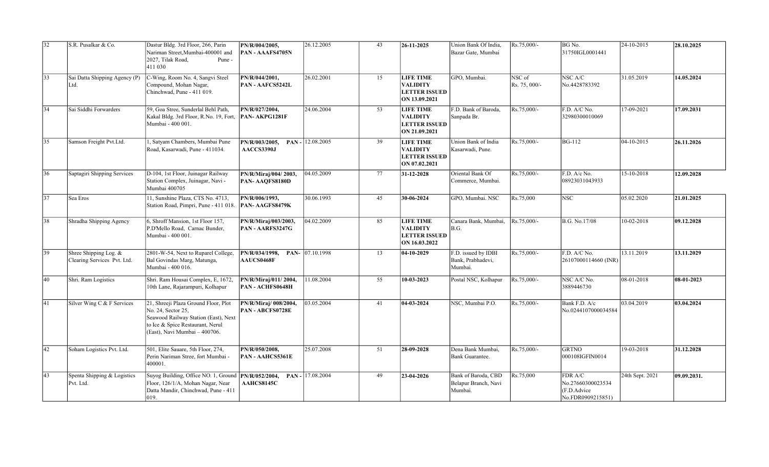| 32 | S.R. Pusalkar & Co. | Dastur Bldg. 3rd Floor, 266, Parin Nariman Street,Mumbai-400001 and 2027, Tilak Road, Pune - 411 030 | **PN/R/004/2005, PAN - AAAFS4705N** | 26.12.2005 | 43 | **26-11-2025** | Union Bank Of India, Bazar Gate, Mumbai | Rs.75,000/- | BG No. 31750IGL0001441 | 24-10-2015 | **28.10.2025** |
|---|---|---|---|---|---|---|---|---|---|---|---|
| 33 | Sai Datta Shipping Agency (P) Ltd. | C-Wing, Room No. 4, Sangvi Steel Compound, Mohan Nagar, Chinchwad, Pune - 411 019. | **PN/R/044/2001, PAN - AAFCS5242L** | 26.02.2001 | 15 | **LIFE TIME VALIDITY LETTER ISSUED ON 13.09.2021** | GPO, Mumbai. | NSC of Rs. 75, 000/- | NSC A/C No.4428783392 | 31.05.2019 | **14.05.2024** |
| 34 | Sai Siddhi Forwarders | 59, Goa Stree, Sunderlal Behl Path, Kakal Bldg. 3rd Floor, R.No. 19, Fort, Mumbai - 400 001. | **PN/R/027/2004, PAN- AKPG1281F** | 24.06.2004 | 53 | **LIFE TIME VALIDITY LETTER ISSUED ON 21.09.2021** | F.D. Bank of Baroda, Sanpada Br. | Rs.75,000/- | F.D. A/C No. 32980300010069 | 17-09-2021 | **17.09.2031** |
| 35 | Samson Freight Pvt.Ltd. | 1, Satyam Chambers, Mumbai Pune Road, Kasarwadi, Pune - 411034. | **PN/R/003/2005, PAN - AACCS3390J** | 12.08.2005 | 39 | **LIFE TIME VALIDITY LETTER ISSUED ON 07.02.2021** | Union Bank of India Kasarwadi, Pune. | Rs.75,000/- | BG-112 | 04-10-2015 | **26.11.2026** |
| 36 | Saptagiri Shipping Services | D-104, 1st Floor, Juinagar Railway Station Complex, Juinagar, Navi - Mumbai 400705 | **PN/R/Miraj/004/ 2003, PAN- AAQFS8180D** | 04.05.2009 | 77 | **31-12-2028** | Oriental Bank Of Commerce, Mumbai. | Rs.75,000/- | F.D. A/c No. 08923031043933 | 15-10-2018 | **12.09.2028** |
| 37 | Sea Eros | 11, Sunshine Plaza, CTS No. 4713, Station Road, Pimpri, Pune - 411 018. | **PN/R/006/1993, PAN- AAGFS8479K** | 30.06.1993 | 45 | **30-06-2024** | GPO, Mumbai. NSC | Rs.75,000 | NSC | 05.02.2020 | **21.01.2025** |
| 38 | Shradha Shipping Agency | 6, Shroff Mansion, 1st Floor 157, P.D'Mello Road, Carnac Bunder, Mumbai - 400 001. | **PN/R/Miraj/003/2003, PAN - AARFS3247G** | 04.02.2009 | 85 | **LIFE TIME VALIDITY LETTER ISSUED ON 16.03.2022** | Canara Bank, Mumbai, B.G. | Rs.75,000/- | B.G. No.17/08 | 10-02-2018 | **09.12.2028** |
| 39 | Shree Shipping Log. & Clearing Services Pvt. Ltd. | 2801-W-54, Next to Ruparel College, Bal Govindas Marg, Matunga, Mumbai - 400 016. | **PN/R/034/1998, PAN- AAUCS0468F** | 07.10.1998 | 13 | **04-10-2029** | F.D. issued by IDBI Bank, Prabhadevi, Mumbai. | Rs.75,000/- | F.D. A/C No. 26107000114660 (INR) | 13.11.2019 | **13.11.2029** |
| 40 | Shri. Ram Logistics | Shri. Ram Housai Complex, E, 1672, 10th Lane, Rajarampuri, Kolhapur | **PN/R/Miraj/011/ 2004, PAN - ACHFS0648H** | 11.08.2004 | 55 | **10-03-2023** | Postal NSC, Kolhapur | Rs.75,000/- | NSC A/C No. 3889446730 | 08-01-2018 | **08-01-2023** |
| 41 | Silver Wing C & F Services | 21, Shreeji Plaza Ground Floor, Plot No. 24, Sector 25, Seawood Railway Station (East), Next to Ice & Spice Restaurant, Nerul (East), Navi Mumbai – 400706. | **PN/R/Miraj/ 008/2004, PAN - ABCFS0728E** | 03.05.2004 | 41 | **04-03-2024** | NSC, Mumbai P.O. | Rs.75,000/- | Bank F.D. A/c No.0244107000034584 | 03.04.2019 | **03.04.2024** |
| 42 | Soham Logistics Pvt. Ltd. | 501, Elite Sauare, 5th Floor, 274, Perin Nariman Stree, fort Mumbai - 400001. | **PN/R/050/2008, PAN - AAHCS5361E** | 25.07.2008 | 51 | **28-09-2028** | Dena Bank Mumbai, Bank Guarantee. | Rs.75,000/- | GRTNO 000108IGFIN0014 | 19-03-2018 | **31.12.2028** |
| 43 | Spenta Shipping & Logistics Pvt. Ltd. | Suyog Building, Office NO. 1, Ground Floor, 126/1/A, Mohan Nagar, Near Datta Mandir, Chinchwad, Pune - 411 019. | **PN/R/052/2004, PAN - AAHCS8145C** | 17.08.2004 | 49 | **23-04-2026** | Bank of Baroda, CBD Belapur Branch, Navi Mumbai. | Rs.75,000 | FDR A/C No.27660300023534 (F.D.Advice No.FDR0909215851) | 24th Sept. 2021 | **09.09.2031.** |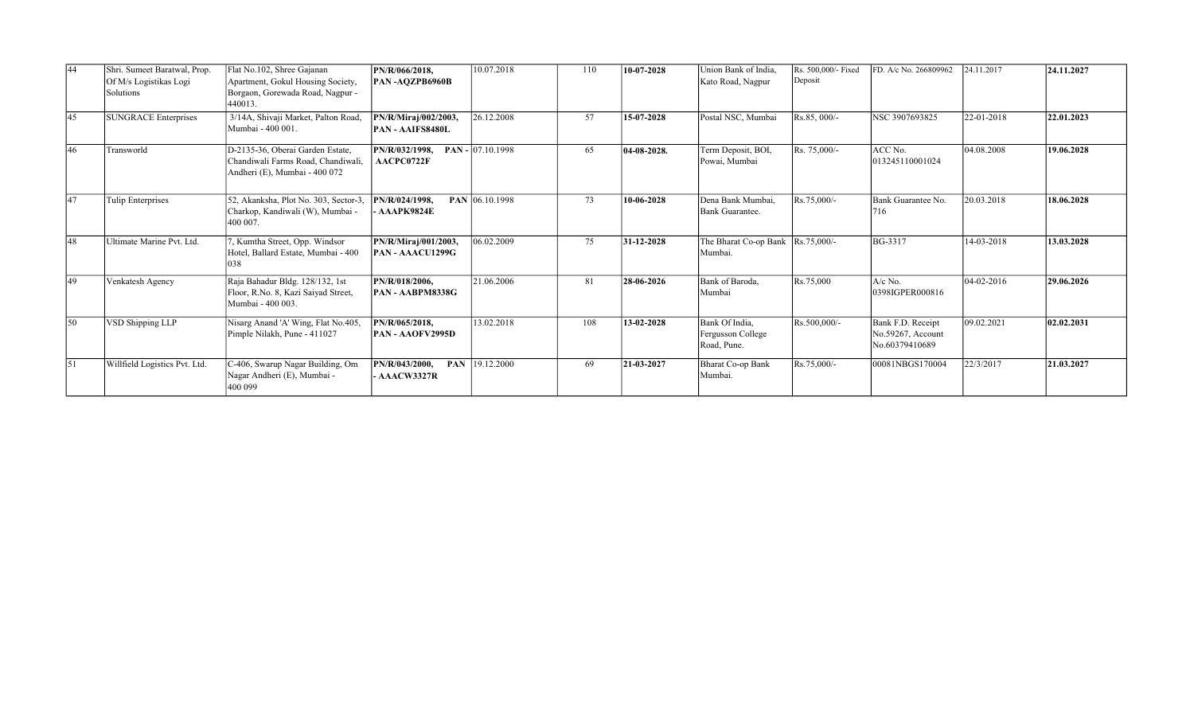| | | | | | | | | | | | |
|---|---|---|---|---|---|---|---|---|---|---|---|
| 44 | Shri. Sumeet Baratwal, Prop. Of M/s Logistikas Logi Solutions | Flat No.102, Shree Gajanan Apartment, Gokul Housing Society, Borgaon, Gorewada Road, Nagpur - 440013. | **PN/R/066/2018, PAN -AQZPB6960B** | 10.07.2018 | 110 | **10-07-2028** | Union Bank of India, Kato Road, Nagpur | Rs. 500,000/- Fixed Deposit | FD. A/c No. 266809962 | 24.11.2017 | **24.11.2027** |
| 45 | SUNGRACE Enterprises | 3/14A, Shivaji Market, Palton Road, Mumbai - 400 001. | **PN/R/Miraj/002/2003, PAN - AAIFS8480L** | 26.12.2008 | 57 | **15-07-2028** | Postal NSC, Mumbai | Rs.85, 000/- | NSC 3907693825 | 22-01-2018 | **22.01.2023** |
| 46 | Transworld | D-2135-36, Oberai Garden Estate, Chandiwali Farms Road, Chandiwali, Andheri (E), Mumbai - 400 072 | **PN/R/032/1998, PAN - AACPC0722F** | 07.10.1998 | 65 | **04-08-2028.** | Term Deposit, BOI, Powai, Mumbai | Rs. 75,000/- | ACC No. 013245110001024 | 04.08.2008 | **19.06.2028** |
| 47 | Tulip Enterprises | 52, Akanksha, Plot No. 303, Sector-3, Charkop, Kandiwali (W), Mumbai - 400 007. | **PN/R/024/1998, PAN - AAAPK9824E** | 06.10.1998 | 73 | **10-06-2028** | Dena Bank Mumbai, Bank Guarantee. | Rs.75,000/- | Bank Guarantee No. 716 | 20.03.2018 | **18.06.2028** |
| 48 | Ultimate Marine Pvt. Ltd. | 7, Kumtha Street, Opp. Windsor Hotel, Ballard Estate, Mumbai - 400 038 | **PN/R/Miraj/001/2003, PAN - AAACU1299G** | 06.02.2009 | 75 | **31-12-2028** | The Bharat Co-op Bank Mumbai. | Rs.75,000/- | BG-3317 | 14-03-2018 | **13.03.2028** |
| 49 | Venkatesh Agency | Raja Bahadur Bldg. 128/132, 1st Floor, R.No. 8, Kazi Saiyad Street, Mumbai - 400 003. | **PN/R/018/2006, PAN - AABPM8338G** | 21.06.2006 | 81 | **28-06-2026** | Bank of Baroda, Mumbai | Rs.75,000 | A/c No. 0398IGPER000816 | 04-02-2016 | **29.06.2026** |
| 50 | VSD Shipping LLP | Nisarg Anand 'A' Wing, Flat No.405, Pimple Nilakh, Pune - 411027 | **PN/R/065/2018, PAN - AAOFV2995D** | 13.02.2018 | 108 | **13-02-2028** | Bank Of India, Fergusson College Road, Pune. | Rs.500,000/- | Bank F.D. Receipt No.59267, Account No.60379410689 | 09.02.2021 | **02.02.2031** |
| 51 | Willfield Logistics Pvt. Ltd. | C-406, Swarup Nagar Building, Om Nagar Andheri (E), Mumbai - 400 099 | **PN/R/043/2000, PAN - AAACW3327R** | 19.12.2000 | 69 | **21-03-2027** | Bharat Co-op Bank Mumbai. | Rs.75,000/- | 00081NBGS170004 | 22/3/2017 | **21.03.2027** |